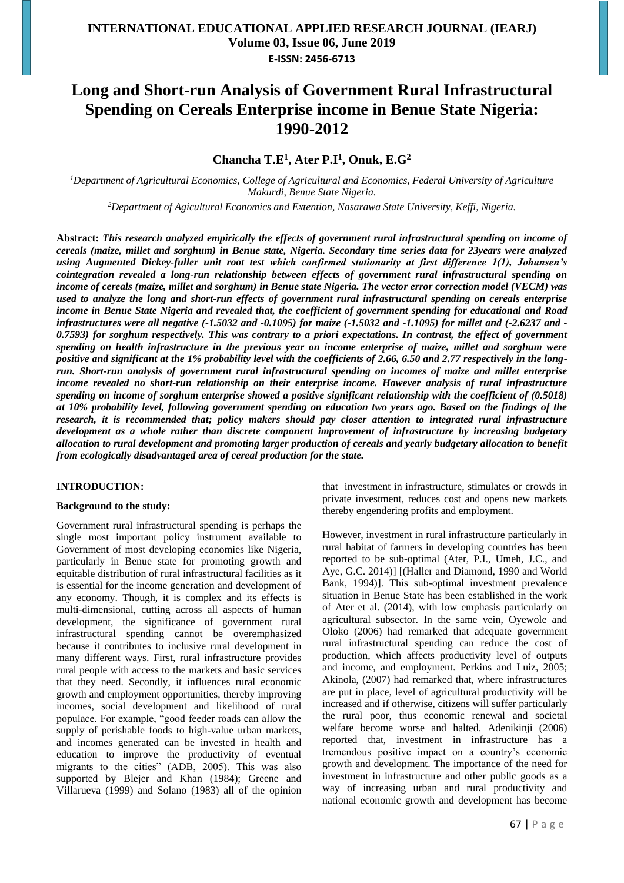# Long and Short-run Analysis of Government Rural Infrastructural Spending on Cereals Enterprise income in Benue State Nigeria: 1990-2012

**Chancha T.E[1], Ater P.I[1], Onuk, E.G[2]**

[1]*Department of Agricultural Economics, College of Agricultural and Economics, Federal University of Agriculture Makurdi, Benue State Nigeria.*

[2]*Department of Agicultural Economics and Extention, Nasarawa State University, Keffi, Nigeria.*

**Abstract:** ***This research analyzed empirically the effects of government rural infrastructural spending on income of cereals (maize, millet and sorghum) in Benue state, Nigeria. Secondary time series data for 23years were analyzed using Augmented Dickey-fuller unit root test which confirmed stationarity at first difference 1(1), Johansen's cointegration revealed a long-run relationship between effects of government rural infrastructural spending on income of cereals (maize, millet and sorghum) in Benue state Nigeria. The vector error correction model (VECM) was used to analyze the long and short-run effects of government rural infrastructural spending on cereals enterprise income in Benue State Nigeria and revealed that, the coefficient of government spending for educational and Road infrastructures were all negative (-1.5032 and -0.1095) for maize (-1.5032 and -1.1095) for millet and (-2.6237 and -0.7593) for sorghum respectively. This was contrary to a priori expectations. In contrast, the effect of government spending on health infrastructure in the previous year on income enterprise of maize, millet and sorghum were positive and significant at the 1% probability level with the coefficients of 2.66, 6.50 and 2.77 respectively in the long-run. Short-run analysis of government rural infrastructural spending on incomes of maize and millet enterprise income revealed no short-run relationship on their enterprise income. However analysis of rural infrastructure spending on income of sorghum enterprise showed a positive significant relationship with the coefficient of (0.5018) at 10% probability level, following government spending on education two years ago. Based on the findings of the research, it is recommended that; policy makers should pay closer attention to integrated rural infrastructure development as a whole rather than discrete component improvement of infrastructure by increasing budgetary allocation to rural development and promoting larger production of cereals and yearly budgetary allocation to benefit from ecologically disadvantaged area of cereal production for the state.***

## INTRODUCTION:

### Background to the study:

Government rural infrastructural spending is perhaps the single most important policy instrument available to Government of most developing economies like Nigeria, particularly in Benue state for promoting growth and equitable distribution of rural infrastructural facilities as it is essential for the income generation and development of any economy. Though, it is complex and its effects is multi-dimensional, cutting across all aspects of human development, the significance of government rural infrastructural spending cannot be overemphasized because it contributes to inclusive rural development in many different ways. First, rural infrastructure provides rural people with access to the markets and basic services that they need. Secondly, it influences rural economic growth and employment opportunities, thereby improving incomes, social development and likelihood of rural populace. For example, "good feeder roads can allow the supply of perishable foods to high-value urban markets, and incomes generated can be invested in health and education to improve the productivity of eventual migrants to the cities" (ADB, 2005). This was also supported by Blejer and Khan (1984); Greene and Villarueva (1999) and Solano (1983) all of the opinion that investment in infrastructure, stimulates or crowds in private investment, reduces cost and opens new markets thereby engendering profits and employment.

However, investment in rural infrastructure particularly in rural habitat of farmers in developing countries has been reported to be sub-optimal (Ater, P.I., Umeh, J.C., and Aye, G.C. 2014)] [(Haller and Diamond, 1990 and World Bank, 1994)]. This sub-optimal investment prevalence situation in Benue State has been established in the work of Ater et al. (2014), with low emphasis particularly on agricultural subsector. In the same vein, Oyewole and Oloko (2006) had remarked that adequate government rural infrastructural spending can reduce the cost of production, which affects productivity level of outputs and income, and employment. Perkins and Luiz, 2005; Akinola, (2007) had remarked that, where infrastructures are put in place, level of agricultural productivity will be increased and if otherwise, citizens will suffer particularly the rural poor, thus economic renewal and societal welfare become worse and halted. Adenikinji (2006) reported that, investment in infrastructure has a tremendous positive impact on a country's economic growth and development. The importance of the need for investment in infrastructure and other public goods as a way of increasing urban and rural productivity and national economic growth and development has become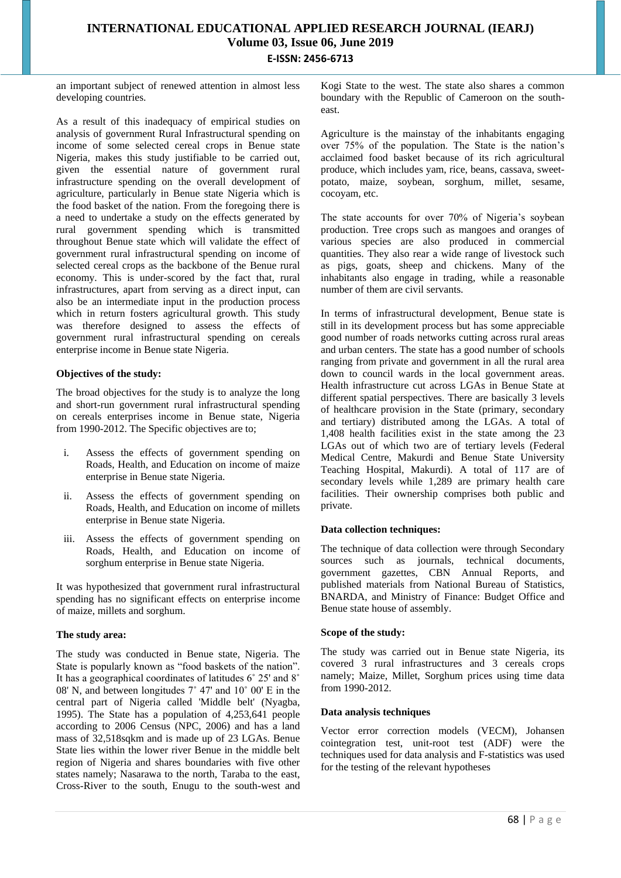an important subject of renewed attention in almost less developing countries.

As a result of this inadequacy of empirical studies on analysis of government Rural Infrastructural spending on income of some selected cereal crops in Benue state Nigeria, makes this study justifiable to be carried out, given the essential nature of government rural infrastructure spending on the overall development of agriculture, particularly in Benue state Nigeria which is the food basket of the nation. From the foregoing there is a need to undertake a study on the effects generated by rural government spending which is transmitted throughout Benue state which will validate the effect of government rural infrastructural spending on income of selected cereal crops as the backbone of the Benue rural economy. This is under-scored by the fact that, rural infrastructures, apart from serving as a direct input, can also be an intermediate input in the production process which in return fosters agricultural growth. This study was therefore designed to assess the effects of government rural infrastructural spending on cereals enterprise income in Benue state Nigeria.

**Objectives of the study:**

The broad objectives for the study is to analyze the long and short-run government rural infrastructural spending on cereals enterprises income in Benue state, Nigeria from 1990-2012. The Specific objectives are to;

i. Assess the effects of government spending on Roads, Health, and Education on income of maize enterprise in Benue state Nigeria.
ii. Assess the effects of government spending on Roads, Health, and Education on income of millets enterprise in Benue state Nigeria.
iii. Assess the effects of government spending on Roads, Health, and Education on income of sorghum enterprise in Benue state Nigeria.

It was hypothesized that government rural infrastructural spending has no significant effects on enterprise income of maize, millets and sorghum.

**The study area:**

The study was conducted in Benue state, Nigeria. The State is popularly known as "food baskets of the nation". It has a geographical coordinates of latitudes 6˚ 25' and 8˚ 08' N, and between longitudes 7˚ 47' and 10˚ 00' E in the central part of Nigeria called 'Middle belt' (Nyagba, 1995). The State has a population of 4,253,641 people according to 2006 Census (NPC, 2006) and has a land mass of 32,518sqkm and is made up of 23 LGAs. Benue State lies within the lower river Benue in the middle belt region of Nigeria and shares boundaries with five other states namely; Nasarawa to the north, Taraba to the east, Cross-River to the south, Enugu to the south-west and Kogi State to the west. The state also shares a common boundary with the Republic of Cameroon on the south-east.

Agriculture is the mainstay of the inhabitants engaging over 75% of the population. The State is the nation's acclaimed food basket because of its rich agricultural produce, which includes yam, rice, beans, cassava, sweet-potato, maize, soybean, sorghum, millet, sesame, cocoyam, etc.

The state accounts for over 70% of Nigeria's soybean production. Tree crops such as mangoes and oranges of various species are also produced in commercial quantities. They also rear a wide range of livestock such as pigs, goats, sheep and chickens. Many of the inhabitants also engage in trading, while a reasonable number of them are civil servants.

In terms of infrastructural development, Benue state is still in its development process but has some appreciable good number of roads networks cutting across rural areas and urban centers. The state has a good number of schools ranging from private and government in all the rural area down to council wards in the local government areas. Health infrastructure cut across LGAs in Benue State at different spatial perspectives. There are basically 3 levels of healthcare provision in the State (primary, secondary and tertiary) distributed among the LGAs. A total of 1,408 health facilities exist in the state among the 23 LGAs out of which two are of tertiary levels (Federal Medical Centre, Makurdi and Benue State University Teaching Hospital, Makurdi). A total of 117 are of secondary levels while 1,289 are primary health care facilities. Their ownership comprises both public and private.

**Data collection techniques:**

The technique of data collection were through Secondary sources such as journals, technical documents, government gazettes, CBN Annual Reports, and published materials from National Bureau of Statistics, BNARDA, and Ministry of Finance: Budget Office and Benue state house of assembly.

**Scope of the study:**

The study was carried out in Benue state Nigeria, its covered 3 rural infrastructures and 3 cereals crops namely; Maize, Millet, Sorghum prices using time data from 1990-2012.

**Data analysis techniques**

Vector error correction models (VECM), Johansen cointegration test, unit-root test (ADF) were the techniques used for data analysis and F-statistics was used for the testing of the relevant hypotheses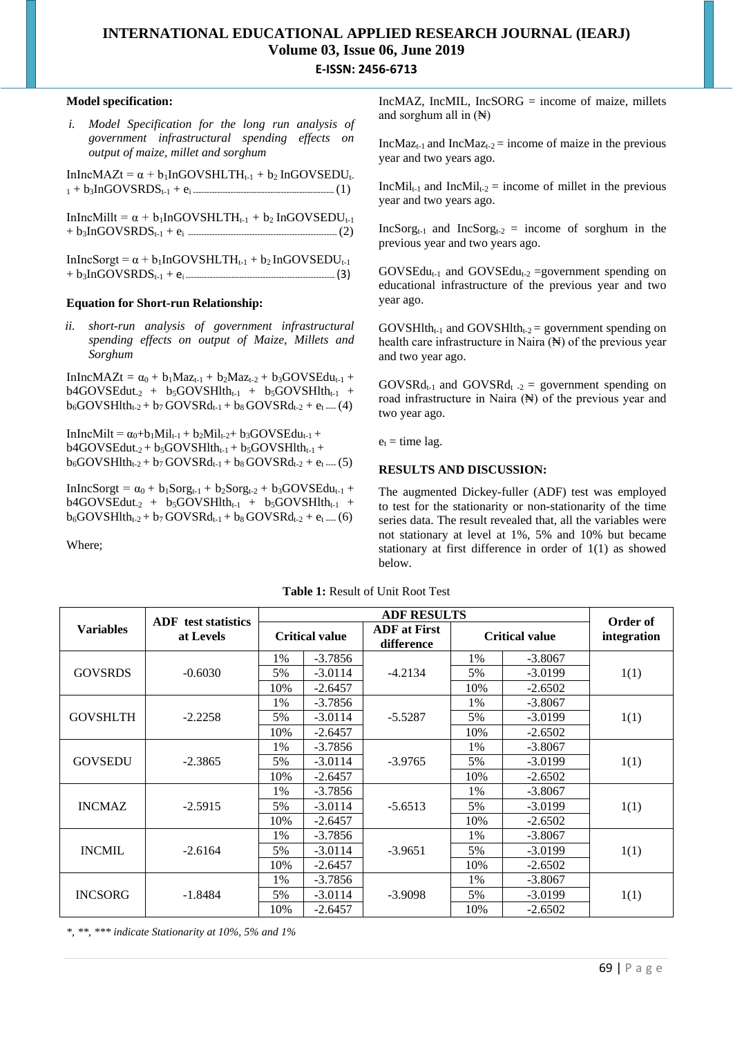**Model specification:**

*i. Model Specification for the long run analysis of government infrastructural spending effects on output of maize, millet and sorghum*

$$InIncMAZt = \alpha + b_1InGOVSHLTH_{t-1} + b_2 InGOVSEDU_{t-1} + b_3InGOVSRDS_{t-1} + e_i \quad (1)$$

$$InIncMillt = \alpha + b_1InGOVSHLTH_{t-1} + b_2 InGOVSEDU_{t-1} + b_3InGOVSRDS_{t-1} + e_i \quad (2)$$

$$InIncSorgt = \alpha + b_1InGOVSHLTH_{t-1} + b_2 InGOVSEDU_{t-1} + b_3InGOVSRDS_{t-1} + e_i \quad (3)$$

**Equation for Short-run Relationship:**

*ii. short-run analysis of government infrastructural spending effects on output of Maize, Millets and Sorghum*

$$InIncMAZt = \alpha_0 + b_1Maz_{t-1} + b_2Maz_{t-2} + b_3GOVSEdu_{t-1} + b4GOVSEdut_{-2} + b_5GOVSHlth_{t-1} + b_5GOVSHlth_{t-1} + b_6GOVSHlth_{t-2} + b_7 GOVSRd_{t-1} + b_8 GOVSRd_{t-2} + e_t \quad (4)$$

$$InIncMilt = \alpha_0+b_1Mil_{t-1} + b_2Mil_{t-2}+ b_3GOVSEdu_{t-1} + b4GOVSEdut_{-2} + b_5GOVSHlth_{t-1} + b_5GOVSHlth_{t-1} + b_6GOVSHlth_{t-2} + b_7 GOVSRd_{t-1} + b_8 GOVSRd_{t-2} + e_t \quad (5)$$

$$InIncSorgt = \alpha_0 + b_1Sorg_{t-1} + b_2Sorg_{t-2} + b_3GOVSEdu_{t-1} + b4GOVSEdut_{-2} + b_5GOVSHlth_{t-1} + b_5GOVSHlth_{t-1} + b_6GOVSHlth_{t-2} + b_7 GOVSRd_{t-1} + b_8 GOVSRd_{t-2} + e_t \quad (6)$$

Where;

IncMAZ, IncMIL, IncSORG = income of maize, millets and sorghum all in (₦)

$IncMaz_{t-1}$ and $IncMaz_{t-2}$ = income of maize in the previous year and two years ago.

$IncMil_{t-1}$ and $IncMil_{t-2}$ = income of millet in the previous year and two years ago.

$IncSorg_{t-1}$ and $IncSorg_{t-2}$ = income of sorghum in the previous year and two years ago.

$GOVSEdu_{t-1}$ and $GOVSEdu_{t-2}$ =government spending on educational infrastructure of the previous year and two year ago.

$GOVSHlth_{t-1}$ and $GOVSHlth_{t-2}$ = government spending on health care infrastructure in Naira (₦) of the previous year and two year ago.

$GOVSRd_{t-1}$ and $GOVSRd_{t-2}$ = government spending on road infrastructure in Naira (₦) of the previous year and two year ago.

$e_t$ = time lag.

**RESULTS AND DISCUSSION:**

The augmented Dickey-fuller (ADF) test was employed to test for the stationarity or non-stationarity of the time series data. The result revealed that, all the variables were not stationary at level at 1%, 5% and 10% but became stationary at first difference in order of 1(1) as showed below.

**Table 1:** Result of Unit Root Test

| Variables | ADF test statistics at Levels | ADF RESULTS | | | | | Order of integration |
|---|---|---|---|---|---|---|---|
| | | Critical value | | ADF at First difference | Critical value | | |
| GOVSRDS | -0.6030 | 1% | -3.7856 | -4.2134 | 1% | -3.8067 | 1(1) |
| | | 5% | -3.0114 | | 5% | -3.0199 | |
| | | 10% | -2.6457 | | 10% | -2.6502 | |
| GOVSHLTH | -2.2258 | 1% | -3.7856 | -5.5287 | 1% | -3.8067 | 1(1) |
| | | 5% | -3.0114 | | 5% | -3.0199 | |
| | | 10% | -2.6457 | | 10% | -2.6502 | |
| GOVSEDU | -2.3865 | 1% | -3.7856 | -3.9765 | 1% | -3.8067 | 1(1) |
| | | 5% | -3.0114 | | 5% | -3.0199 | |
| | | 10% | -2.6457 | | 10% | -2.6502 | |
| INCMAZ | -2.5915 | 1% | -3.7856 | -5.6513 | 1% | -3.8067 | 1(1) |
| | | 5% | -3.0114 | | 5% | -3.0199 | |
| | | 10% | -2.6457 | | 10% | -2.6502 | |
| INCMIL | -2.6164 | 1% | -3.7856 | -3.9651 | 1% | -3.8067 | 1(1) |
| | | 5% | -3.0114 | | 5% | -3.0199 | |
| | | 10% | -2.6457 | | 10% | -2.6502 | |
| INCSORG | -1.8484 | 1% | -3.7856 | -3.9098 | 1% | -3.8067 | 1(1) |
| | | 5% | -3.0114 | | 5% | -3.0199 | |
| | | 10% | -2.6457 | | 10% | -2.6502 | |

*\*, \*\*, \*\*\* indicate Stationarity at 10%, 5% and 1%*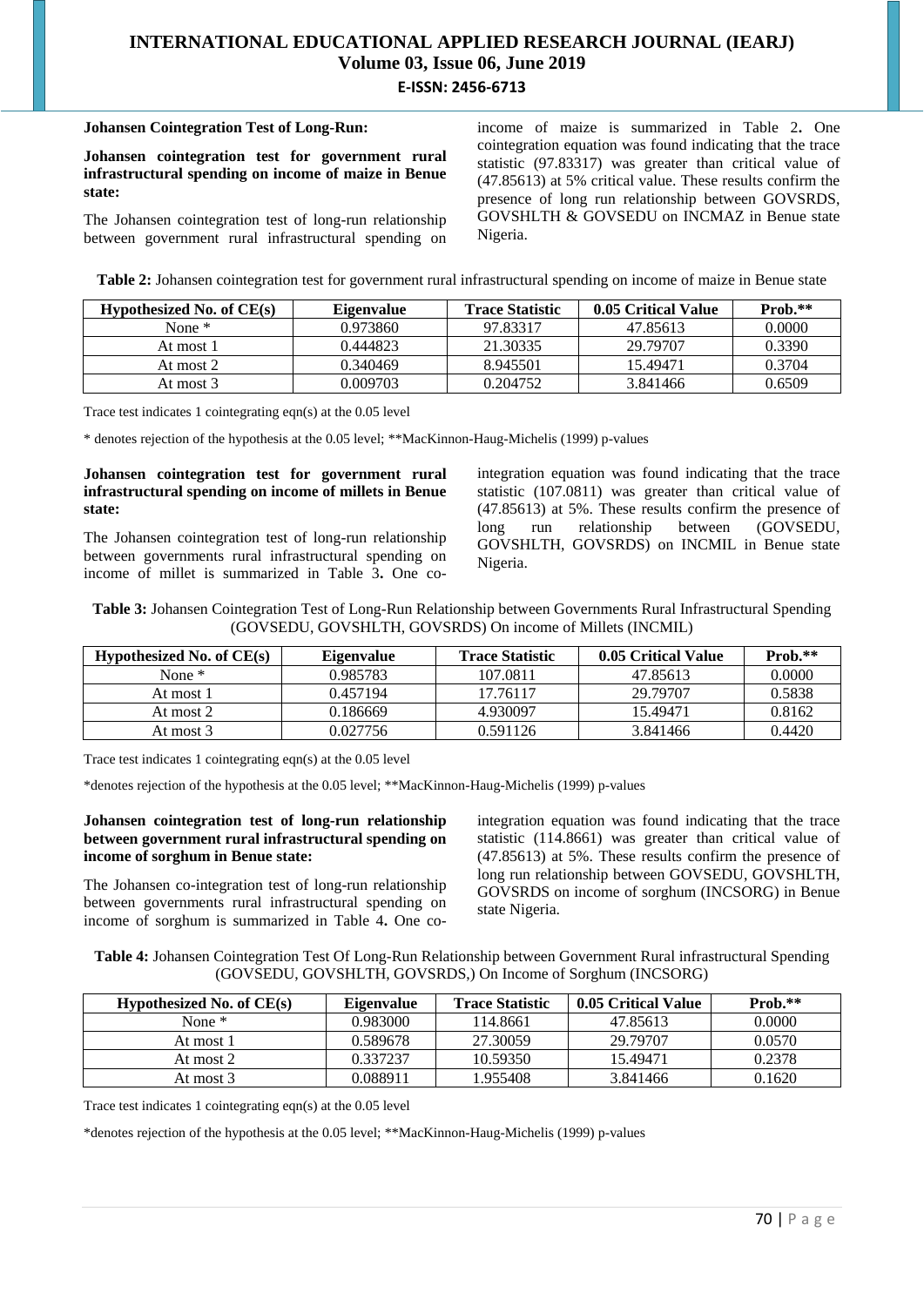### Johansen Cointegration Test of Long-Run:

#### Johansen cointegration test for government rural infrastructural spending on income of maize in Benue state:

The Johansen cointegration test of long-run relationship between government rural infrastructural spending on income of maize is summarized in Table 2**.** One cointegration equation was found indicating that the trace statistic (97.83317) was greater than critical value of (47.85613) at 5% critical value. These results confirm the presence of long run relationship between GOVSRDS, GOVSHLTH & GOVSEDU on INCMAZ in Benue state Nigeria.

**Table 2:** Johansen cointegration test for government rural infrastructural spending on income of maize in Benue state

| Hypothesized No. of CE(s) | Eigenvalue | Trace Statistic | 0.05 Critical Value | Prob.** |
|---|---|---|---|---|
| None * | 0.973860 | 97.83317 | 47.85613 | 0.0000 |
| At most 1 | 0.444823 | 21.30335 | 29.79707 | 0.3390 |
| At most 2 | 0.340469 | 8.945501 | 15.49471 | 0.3704 |
| At most 3 | 0.009703 | 0.204752 | 3.841466 | 0.6509 |

Trace test indicates 1 cointegrating eqn(s) at the 0.05 level

* denotes rejection of the hypothesis at the 0.05 level; **MacKinnon-Haug-Michelis (1999) p-values

#### Johansen cointegration test for government rural infrastructural spending on income of millets in Benue state:

The Johansen cointegration test of long-run relationship between governments rural infrastructural spending on income of millet is summarized in Table 3**.** One co-integration equation was found indicating that the trace statistic (107.0811) was greater than critical value of (47.85613) at 5%. These results confirm the presence of long run relationship between (GOVSEDU, GOVSHLTH, GOVSRDS) on INCMIL in Benue state Nigeria.

**Table 3:** Johansen Cointegration Test of Long-Run Relationship between Governments Rural Infrastructural Spending (GOVSEDU, GOVSHLTH, GOVSRDS) On income of Millets (INCMIL)

| Hypothesized No. of CE(s) | Eigenvalue | Trace Statistic | 0.05 Critical Value | Prob.** |
|---|---|---|---|---|
| None * | 0.985783 | 107.0811 | 47.85613 | 0.0000 |
| At most 1 | 0.457194 | 17.76117 | 29.79707 | 0.5838 |
| At most 2 | 0.186669 | 4.930097 | 15.49471 | 0.8162 |
| At most 3 | 0.027756 | 0.591126 | 3.841466 | 0.4420 |

Trace test indicates 1 cointegrating eqn(s) at the 0.05 level

*denotes rejection of the hypothesis at the 0.05 level; **MacKinnon-Haug-Michelis (1999) p-values

#### Johansen cointegration test of long-run relationship between government rural infrastructural spending on income of sorghum in Benue state:

The Johansen co-integration test of long-run relationship between governments rural infrastructural spending on income of sorghum is summarized in Table 4**.** One co-integration equation was found indicating that the trace statistic (114.8661) was greater than critical value of (47.85613) at 5%. These results confirm the presence of long run relationship between GOVSEDU, GOVSHLTH, GOVSRDS on income of sorghum (INCSORG) in Benue state Nigeria.

**Table 4:** Johansen Cointegration Test Of Long-Run Relationship between Government Rural infrastructural Spending (GOVSEDU, GOVSHLTH, GOVSRDS,) On Income of Sorghum (INCSORG)

| Hypothesized No. of CE(s) | Eigenvalue | Trace Statistic | 0.05 Critical Value | Prob.** |
|---|---|---|---|---|
| None * | 0.983000 | 114.8661 | 47.85613 | 0.0000 |
| At most 1 | 0.589678 | 27.30059 | 29.79707 | 0.0570 |
| At most 2 | 0.337237 | 10.59350 | 15.49471 | 0.2378 |
| At most 3 | 0.088911 | 1.955408 | 3.841466 | 0.1620 |

Trace test indicates 1 cointegrating eqn(s) at the 0.05 level

*denotes rejection of the hypothesis at the 0.05 level; **MacKinnon-Haug-Michelis (1999) p-values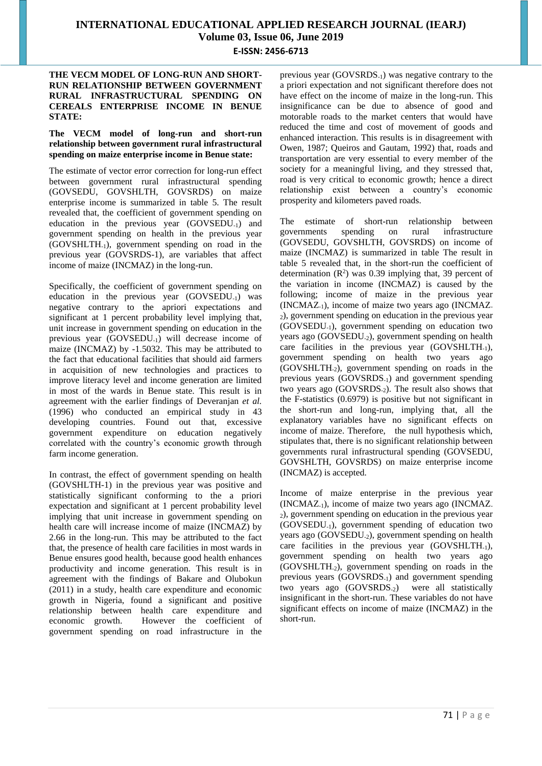**THE VECM MODEL OF LONG-RUN AND SHORT-RUN RELATIONSHIP BETWEEN GOVERNMENT RURAL INFRASTRUCTURAL SPENDING ON CEREALS ENTERPRISE INCOME IN BENUE STATE:**

**The VECM model of long-run and short-run relationship between government rural infrastructural spending on maize enterprise income in Benue state:**

The estimate of vector error correction for long-run effect between government rural infrastructural spending (GOVSEDU, GOVSHLTH, GOVSRDS) on maize enterprise income is summarized in table 5. The result revealed that, the coefficient of government spending on education in the previous year ($GOVSEDU_{-1}$) and government spending on health in the previous year ($GOVSHLTH_{-1}$), government spending on road in the previous year (GOVSRDS-1), are variables that affect income of maize (INCMAZ) in the long-run.

Specifically, the coefficient of government spending on education in the previous year ($GOVSEDU_{-1}$) was negative contrary to the apriori expectations and significant at 1 percent probability level implying that, unit increase in government spending on education in the previous year ($GOVSEDU_{-1}$) will decrease income of maize (INCMAZ) by -1.5032. This may be attributed to the fact that educational facilities that should aid farmers in acquisition of new technologies and practices to improve literacy level and income generation are limited in most of the wards in Benue state. This result is in agreement with the earlier findings of Deveranjan *et al.* (1996) who conducted an empirical study in 43 developing countries. Found out that, excessive government expenditure on education negatively correlated with the country's economic growth through farm income generation.

In contrast, the effect of government spending on health (GOVSHLTH-1) in the previous year was positive and statistically significant conforming to the a priori expectation and significant at 1 percent probability level implying that unit increase in government spending on health care will increase income of maize (INCMAZ) by 2.66 in the long-run. This may be attributed to the fact that, the presence of health care facilities in most wards in Benue ensures good health, because good health enhances productivity and income generation. This result is in agreement with the findings of Bakare and Olubokun (2011) in a study, health care expenditure and economic growth in Nigeria, found a significant and positive relationship between health care expenditure and economic growth. However the coefficient of government spending on road infrastructure in the previous year ($GOVSRDS_{-1}$) was negative contrary to the a priori expectation and not significant therefore does not have effect on the income of maize in the long-run. This insignificance can be due to absence of good and motorable roads to the market centers that would have reduced the time and cost of movement of goods and enhanced interaction. This results is in disagreement with Owen, 1987; Queiros and Gautam, 1992) that, roads and transportation are very essential to every member of the society for a meaningful living, and they stressed that, road is very critical to economic growth; hence a direct relationship exist between a country's economic prosperity and kilometers paved roads.

The estimate of short-run relationship between governments spending on rural infrastructure (GOVSEDU, GOVSHLTH, GOVSRDS) on income of maize (INCMAZ) is summarized in table The result in table 5 revealed that, in the short-run the coefficient of determination ($R^2$) was 0.39 implying that, 39 percent of the variation in income (INCMAZ) is caused by the following; income of maize in the previous year ($INCMAZ_{-1}$), income of maize two years ago ($INCMAZ_{-2}$), government spending on education in the previous year ($GOVSEDU_{-1}$), government spending on education two years ago ($GOVSEDU_{-2}$), government spending on health care facilities in the previous year ($GOVSHLTH_{-1}$), government spending on health two years ago ($GOVSHLTH_{-2}$), government spending on roads in the previous years ($GOVSRDS_{-1}$) and government spending two years ago ($GOVSRDS_{-2}$). The result also shows that the F-statistics (0.6979) is positive but not significant in the short-run and long-run, implying that, all the explanatory variables have no significant effects on income of maize. Therefore, the null hypothesis which, stipulates that, there is no significant relationship between governments rural infrastructural spending (GOVSEDU, GOVSHLTH, GOVSRDS) on maize enterprise income (INCMAZ) is accepted.

Income of maize enterprise in the previous year ($INCMAZ_{-1}$), income of maize two years ago ($INCMAZ_{-2}$), government spending on education in the previous year ($GOVSEDU_{-1}$), government spending of education two years ago ($GOVSEDU_{-2}$), government spending on health care facilities in the previous year ($GOVSHLTH_{-1}$), government spending on health two years ago ($GOVSHLTH_{-2}$), government spending on roads in the previous years ($GOVSRDS_{-1}$) and government spending two years ago ($GOVSRDS_{-2}$) were all statistically insignificant in the short-run. These variables do not have significant effects on income of maize (INCMAZ) in the short-run.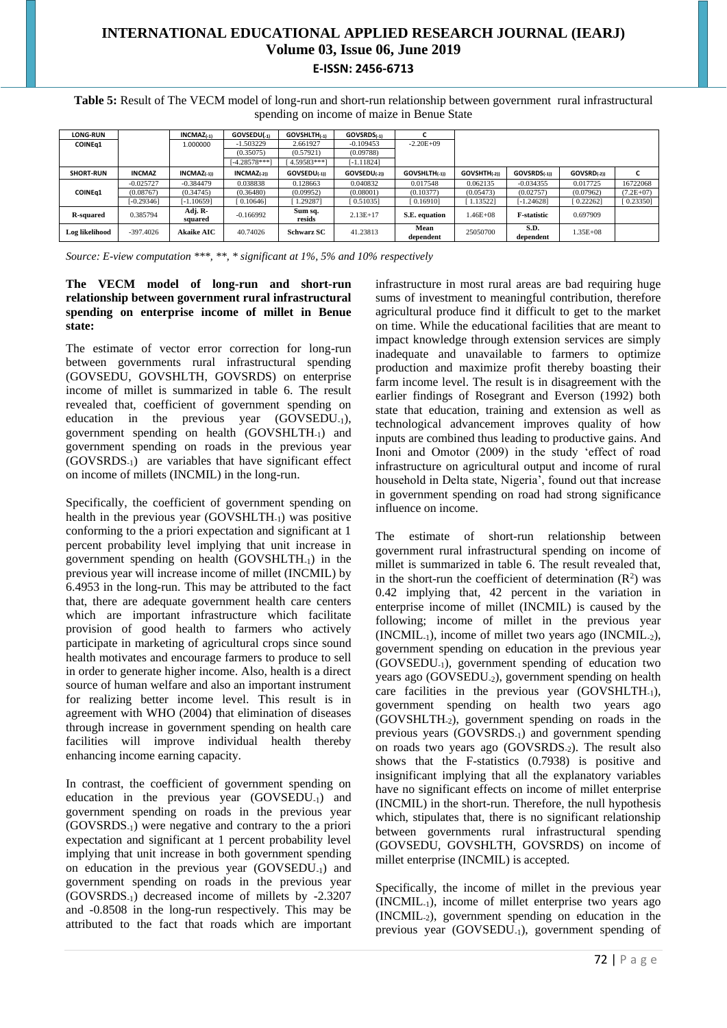**Table 5:** Result of The VECM model of long-run and short-run relationship between government rural infrastructural spending on income of maize in Benue State

| LONG-RUN | | $INCMAZ_{(-1)}$ | $GOVSEDU_{(-1)}$ | $GOVSHLTH_{(-1)}$ | $GOVSRDS_{(-1)}$ | C | | | | | |
|---|---|---|---|---|---|---|---|---|---|---|---|
| COINEq1 | | 1.000000 | -1.503229 | 2.661927 | -0.109453 | -2.20E+09 | | | | | |
| | | | (0.35075) | (0.57921) | (0.09788) | | | | | | |
| | | | [-4.28578***] | [4.59583***] | [-1.11824] | | | | | | |
| **SHORT-RUN** | **INCMAZ** | $INCMAZ_{(-1))}$ | $INCMAZ_{(-2))}$ | $GOVSEDU_{(-1))}$ | $GOVSEDU_{(-2))}$ | $GOVSHLTH_{(-1))}$ | $GOVSHTH_{(-2))}$ | $GOVSRDS_{(-1))}$ | $GOVSRD_{(-2))}$ | C |
| COINEq1 | -0.025727 | -0.384479 | 0.038838 | 0.128663 | 0.040832 | 0.017548 | 0.062135 | -0.034355 | 0.017725 | 16722068 |
| | (0.08767) | (0.34745) | (0.36480) | (0.09952) | (0.08001) | (0.10377) | (0.05473) | (0.02757) | (0.07962) | (7.2E+07) |
| | [-0.29346] | [-1.10659] | [0.10646] | [1.29287] | [0.51035] | [0.16910] | [1.13522] | [-1.24628] | [0.22262] | [0.23350] |
| **R-squared** | 0.385794 | **Adj. R-squared** | -0.166992 | **Sum sq. resids** | 2.13E+17 | **S.E. equation** | 1.46E+08 | **F-statistic** | 0.697909 | |
| **Log likelihood** | -397.4026 | **Akaike AIC** | 40.74026 | **Schwarz SC** | 41.23813 | **Mean dependent** | 25050700 | **S.D. dependent** | 1.35E+08 | |

*Source: E-view computation \*\*\*, \*\*, \* significant at 1%, 5% and 10% respectively*

**The VECM model of long-run and short-run relationship between government rural infrastructural spending on enterprise income of millet in Benue state:**

The estimate of vector error correction for long-run between governments rural infrastructural spending (GOVSEDU, GOVSHLTH, GOVSRDS) on enterprise income of millet is summarized in table 6. The result revealed that, coefficient of government spending on education in the previous year ($GOVSEDU_{-1}$), government spending on health ($GOVSHLTH_{-1}$) and government spending on roads in the previous year ($GOVSRDS_{-1}$) are variables that have significant effect on income of millets (INCMIL) in the long-run.

Specifically, the coefficient of government spending on health in the previous year ($GOVSHLTH_{-1}$) was positive conforming to the a priori expectation and significant at 1 percent probability level implying that unit increase in government spending on health ($GOVSHLTH_{-1}$) in the previous year will increase income of millet (INCMIL) by 6.4953 in the long-run. This may be attributed to the fact that, there are adequate government health care centers which are important infrastructure which facilitate provision of good health to farmers who actively participate in marketing of agricultural crops since sound health motivates and encourage farmers to produce to sell in order to generate higher income. Also, health is a direct source of human welfare and also an important instrument for realizing better income level. This result is in agreement with WHO (2004) that elimination of diseases through increase in government spending on health care facilities will improve individual health thereby enhancing income earning capacity.

In contrast, the coefficient of government spending on education in the previous year ($GOVSEDU_{-1}$) and government spending on roads in the previous year ($GOVSRDS_{-1}$) were negative and contrary to the a priori expectation and significant at 1 percent probability level implying that unit increase in both government spending on education in the previous year ($GOVSEDU_{-1}$) and government spending on roads in the previous year ($GOVSRDS_{-1}$) decreased income of millets by -2.3207 and -0.8508 in the long-run respectively. This may be attributed to the fact that roads which are important infrastructure in most rural areas are bad requiring huge sums of investment to meaningful contribution, therefore agricultural produce find it difficult to get to the market on time. While the educational facilities that are meant to impact knowledge through extension services are simply inadequate and unavailable to farmers to optimize production and maximize profit thereby boasting their farm income level. The result is in disagreement with the earlier findings of Rosegrant and Everson (1992) both state that education, training and extension as well as technological advancement improves quality of how inputs are combined thus leading to productive gains. And Inoni and Omotor (2009) in the study 'effect of road infrastructure on agricultural output and income of rural household in Delta state, Nigeria', found out that increase in government spending on road had strong significance influence on income.

The estimate of short-run relationship between government rural infrastructural spending on income of millet is summarized in table 6. The result revealed that, in the short-run the coefficient of determination ($R^2$) was 0.42 implying that, 42 percent in the variation in enterprise income of millet (INCMIL) is caused by the following; income of millet in the previous year ($INCMIL_{-1}$), income of millet two years ago ($INCMIL_{-2}$), government spending on education in the previous year ($GOVSEDU_{-1}$), government spending of education two years ago ($GOVSEDU_{-2}$), government spending on health care facilities in the previous year ($GOVSHLTH_{-1}$), government spending on health two years ago ($GOVSHLTH_{-2}$), government spending on roads in the previous years ($GOVSRDS_{-1}$) and government spending on roads two years ago ($GOVSRDS_{-2}$). The result also shows that the F-statistics (0.7938) is positive and insignificant implying that all the explanatory variables have no significant effects on income of millet enterprise (INCMIL) in the short-run. Therefore, the null hypothesis which, stipulates that, there is no significant relationship between governments rural infrastructural spending (GOVSEDU, GOVSHLTH, GOVSRDS) on income of millet enterprise (INCMIL) is accepted.

Specifically, the income of millet in the previous year ($INCMIL_{-1}$), income of millet enterprise two years ago ($INCMIL_{-2}$), government spending on education in the previous year ($GOVSEDU_{-1}$), government spending of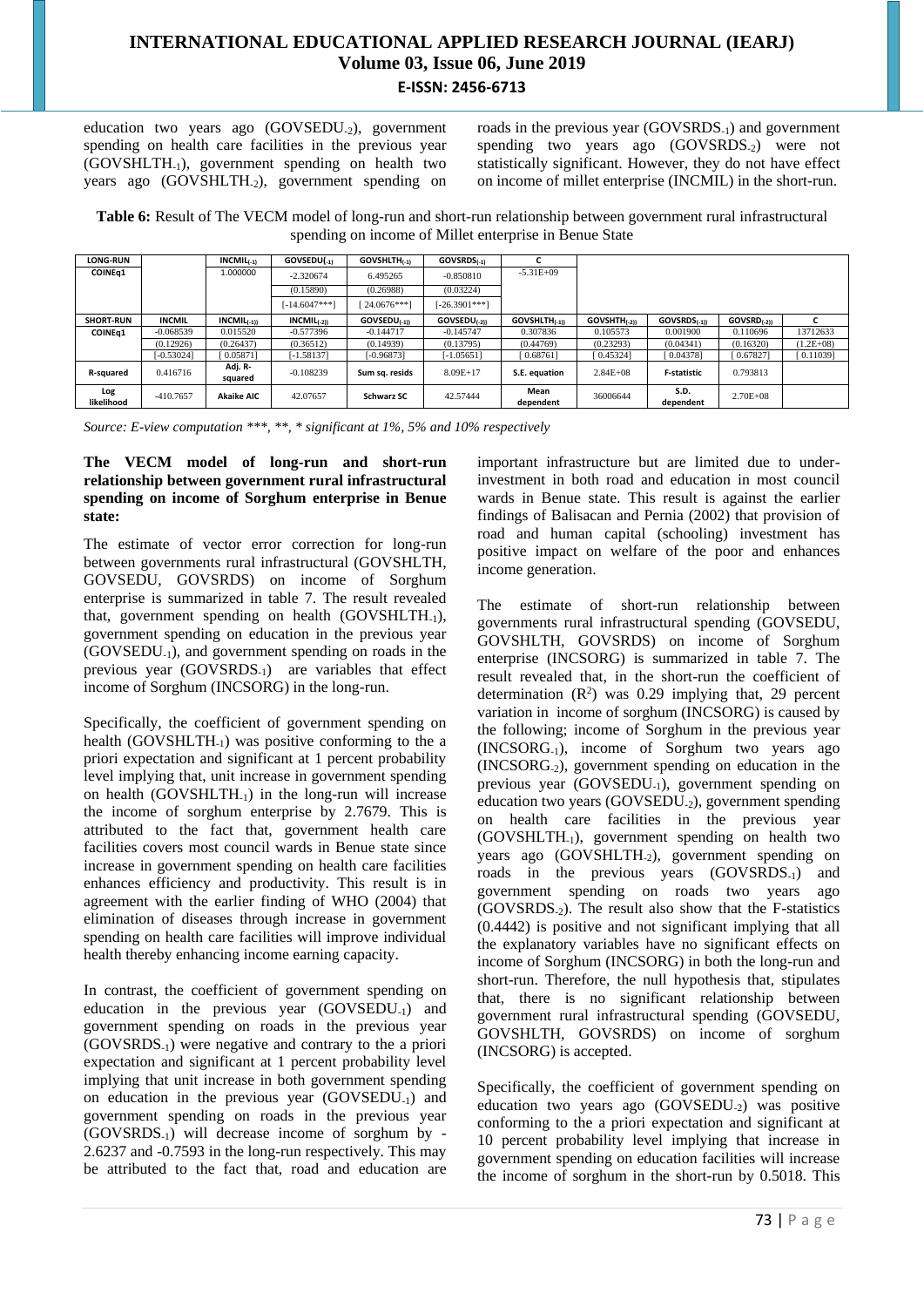education two years ago ($GOVSEDU_{-2}$), government spending on health care facilities in the previous year ($GOVSHLTH_{-1}$), government spending on health two years ago ($GOVSHLTH_{-2}$), government spending on roads in the previous year ($GOVSRDS_{-1}$) and government spending two years ago ($GOVSRDS_{-2}$) were not statistically significant. However, they do not have effect on income of millet enterprise (INCMIL) in the short-run.

**Table 6:** Result of The VECM model of long-run and short-run relationship between government rural infrastructural spending on income of Millet enterprise in Benue State

| LONG-RUN | | $INCMIL_{(-1)}$ | $GOVSEDU_{(-1)}$ | $GOVSHLTH_{(-1)}$ | $GOVSRDS_{(-1)}$ | C | | | | |
|---|---|---|---|---|---|---|---|---|---|---|
| COINEq1 | | 1.000000 | -2.320674 | 6.495265 | -0.850810 | -5.31E+09 | | | | |
| | | | (0.15890) | (0.26988) | (0.03224) | | | | | |
| | | | [-14.6047***] | [ 24.0676***] | [-26.3901***] | | | | | |
| **SHORT-RUN** | **INCMIL** | $INCMIL_{(-1))}$ | $INCMIL_{(-2))}$ | $GOVSEDU_{(-1))}$ | $GOVSEDU_{(-2))}$ | $GOVSHLTH_{(-1))}$ | $GOVSHTH_{(-2))}$ | $GOVSRDS_{(-1))}$ | $GOVSRD_{(-2))}$ | C |
| COINEq1 | -0.068539 | 0.015520 | -0.577396 | -0.144717 | -0.145747 | 0.307836 | 0.105573 | 0.001900 | 0.110696 | 13712633 |
| | (0.12926) | (0.26437) | (0.36512) | (0.14939) | (0.13795) | (0.44769) | (0.23293) | (0.04341) | (0.16320) | (1.2E+08) |
| | [-0.53024] | [ 0.05871] | [-1.58137] | [-0.96873] | [-1.05651] | [ 0.68761] | [ 0.45324] | [ 0.04378] | [ 0.67827] | [ 0.11039] |
| R-squared | 0.416716 | Adj. R-squared | -0.108239 | Sum sq. resids | 8.09E+17 | S.E. equation | 2.84E+08 | F-statistic | 0.793813 | |
| Log likelihood | -410.7657 | Akaike AIC | 42.07657 | Schwarz SC | 42.57444 | Mean dependent | 36006644 | S.D. dependent | 2.70E+08 | |

*Source: E-view computation \*\*\*, \*\*, \* significant at 1%, 5% and 10% respectively*

**The VECM model of long-run and short-run relationship between government rural infrastructural spending on income of Sorghum enterprise in Benue state:**

The estimate of vector error correction for long-run between governments rural infrastructural (GOVSHLTH, GOVSEDU, GOVSRDS) on income of Sorghum enterprise is summarized in table 7. The result revealed that, government spending on health ($GOVSHLTH_{-1}$), government spending on education in the previous year ($GOVSEDU_{-1}$), and government spending on roads in the previous year ($GOVSRDS_{-1}$) are variables that effect income of Sorghum (INCSORG) in the long-run.

Specifically, the coefficient of government spending on health ($GOVSHLTH_{-1}$) was positive conforming to the a priori expectation and significant at 1 percent probability level implying that, unit increase in government spending on health ($GOVSHLTH_{-1}$) in the long-run will increase the income of sorghum enterprise by 2.7679. This is attributed to the fact that, government health care facilities covers most council wards in Benue state since increase in government spending on health care facilities enhances efficiency and productivity. This result is in agreement with the earlier finding of WHO (2004) that elimination of diseases through increase in government spending on health care facilities will improve individual health thereby enhancing income earning capacity.

In contrast, the coefficient of government spending on education in the previous year ($GOVSEDU_{-1}$) and government spending on roads in the previous year ($GOVSRDS_{-1}$) were negative and contrary to the a priori expectation and significant at 1 percent probability level implying that unit increase in both government spending on education in the previous year ($GOVSEDU_{-1}$) and government spending on roads in the previous year ($GOVSRDS_{-1}$) will decrease income of sorghum by -2.6237 and -0.7593 in the long-run respectively. This may be attributed to the fact that, road and education are important infrastructure but are limited due to under-investment in both road and education in most council wards in Benue state. This result is against the earlier findings of Balisacan and Pernia (2002) that provision of road and human capital (schooling) investment has positive impact on welfare of the poor and enhances income generation.

The estimate of short-run relationship between governments rural infrastructural spending (GOVSEDU, GOVSHLTH, GOVSRDS) on income of Sorghum enterprise (INCSORG) is summarized in table 7. The result revealed that, in the short-run the coefficient of determination ($R^2$) was 0.29 implying that, 29 percent variation in income of sorghum (INCSORG) is caused by the following; income of Sorghum in the previous year ($INCSORG_{-1}$), income of Sorghum two years ago ($INCSORG_{-2}$), government spending on education in the previous year ($GOVSEDU_{-1}$), government spending on education two years ($GOVSEDU_{-2}$), government spending on health care facilities in the previous year ($GOVSHLTH_{-1}$), government spending on health two years ago ($GOVSHLTH_{-2}$), government spending on roads in the previous years ($GOVSRDS_{-1}$) and government spending on roads two years ago ($GOVSRDS_{-2}$). The result also show that the F-statistics (0.4442) is positive and not significant implying that all the explanatory variables have no significant effects on income of Sorghum (INCSORG) in both the long-run and short-run. Therefore, the null hypothesis that, stipulates that, there is no significant relationship between government rural infrastructural spending (GOVSEDU, GOVSHLTH, GOVSRDS) on income of sorghum (INCSORG) is accepted.

Specifically, the coefficient of government spending on education two years ago ($GOVSEDU_{-2}$) was positive conforming to the a priori expectation and significant at 10 percent probability level implying that increase in government spending on education facilities will increase the income of sorghum in the short-run by 0.5018. This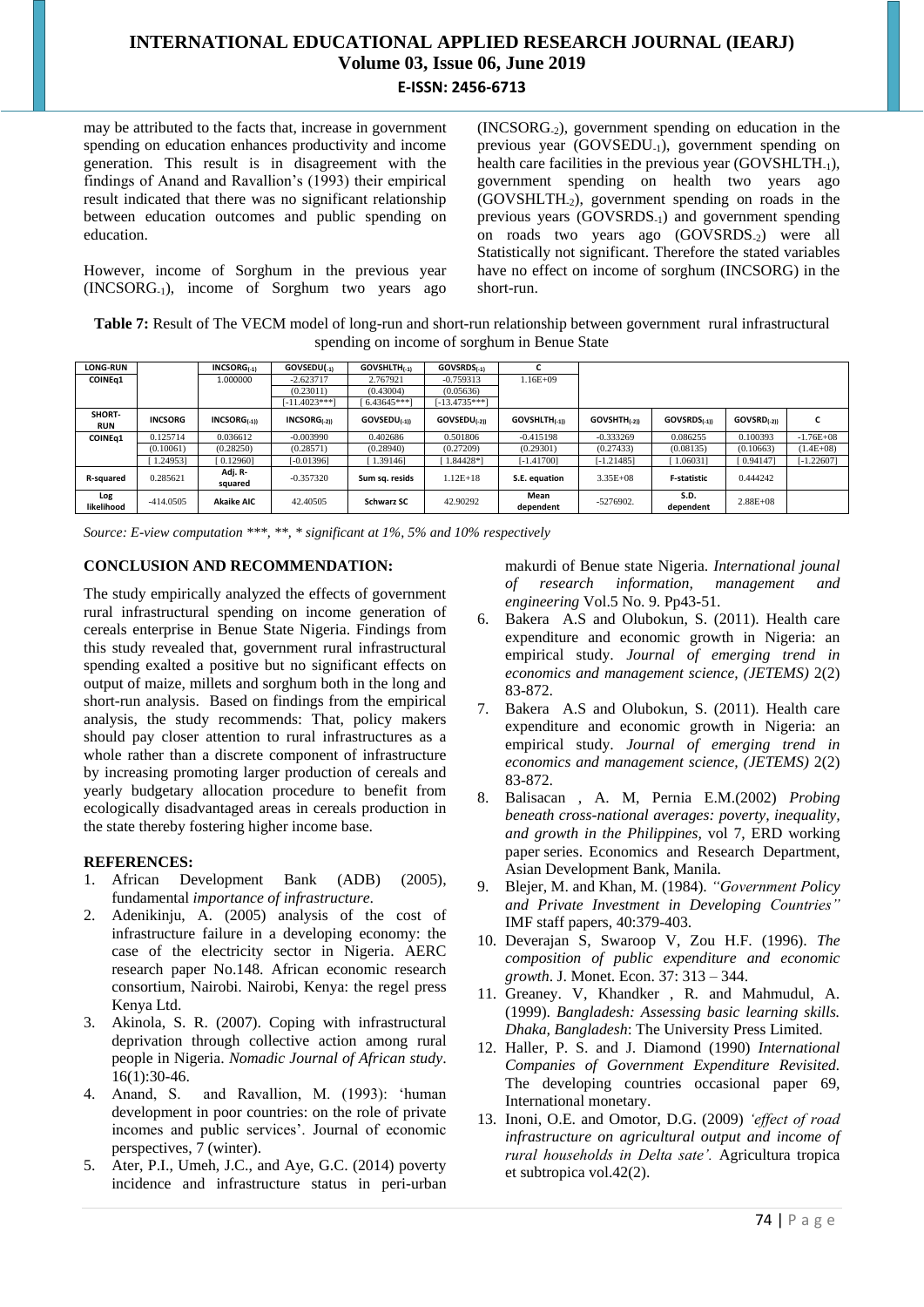may be attributed to the facts that, increase in government spending on education enhances productivity and income generation. This result is in disagreement with the findings of Anand and Ravallion's (1993) their empirical result indicated that there was no significant relationship between education outcomes and public spending on education.

However, income of Sorghum in the previous year ($INCSORG_{-1}$), income of Sorghum two years ago ($INCSORG_{-2}$), government spending on education in the previous year ($GOVSEDU_{-1}$), government spending on health care facilities in the previous year ($GOVSHLTH_{-1}$), government spending on health two years ago ($GOVSHLTH_{-2}$), government spending on roads in the previous years ($GOVSRDS_{-1}$) and government spending on roads two years ago ($GOVSRDS_{-2}$) were all Statistically not significant. Therefore the stated variables have no effect on income of sorghum (INCSORG) in the short-run.

**Table 7:** Result of The VECM model of long-run and short-run relationship between government rural infrastructural spending on income of sorghum in Benue State

| LONG-RUN | | $INCSORG_{(-1)}$ | $GOVSEDU_{(-1)}$ | $GOVSHLTH_{(-1)}$ | $GOVSRDS_{(-1)}$ | C | | | | |
|---|---|---|---|---|---|---|---|---|---|---|
| COINEq1 | | 1.000000 | -2.623717 | 2.767921 | -0.759313 | 1.16E+09 | | | | |
| | | | (0.23011) | (0.43004) | (0.05636) | | | | | |
| | | | [-11.4023***] | [ 6.43645***] | [-13.4735***] | | | | | |
| SHORT-RUN | INCSORG | $INCSORG_{(-1)}$ | $INCSORG_{(-2)}$ | $GOVSEDU_{(-1)}$ | $GOVSEDU_{(-2)}$ | $GOVSHLTH_{(-1)}$ | $GOVSHTH_{(-2)}$ | $GOVSRDS_{(-1)}$ | $GOVSRD_{(-2)}$ | C |
| COINEq1 | 0.125714 | 0.036612 | -0.003990 | 0.402686 | 0.501806 | -0.415198 | -0.333269 | 0.086255 | 0.100393 | -1.76E+08 |
| | (0.10061) | (0.28250) | (0.28571) | (0.28940) | (0.27209) | (0.29301) | (0.27433) | (0.08135) | (0.10663) | (1.4E+08) |
| | [ 1.24953] | [ 0.12960] | [-0.01396] | [ 1.39146] | [ 1.84428*] | [-1.41700] | [-1.21485] | [ 1.06031] | [ 0.94147] | [-1.22607] |
| R-squared | 0.285621 | Adj. R-squared | -0.357320 | Sum sq. resids | 1.12E+18 | S.E. equation | 3.35E+08 | F-statistic | 0.444242 | |
| Log likelihood | -414.0505 | Akaike AIC | 42.40505 | Schwarz SC | 42.90292 | Mean dependent | -5276902. | S.D. dependent | 2.88E+08 | |

*Source: E-view computation \*\*\*, \*\*, \* significant at 1%, 5% and 10% respectively*

## CONCLUSION AND RECOMMENDATION:

The study empirically analyzed the effects of government rural infrastructural spending on income generation of cereals enterprise in Benue State Nigeria. Findings from this study revealed that, government rural infrastructural spending exalted a positive but no significant effects on output of maize, millets and sorghum both in the long and short-run analysis. Based on findings from the empirical analysis, the study recommends: That, policy makers should pay closer attention to rural infrastructures as a whole rather than a discrete component of infrastructure by increasing promoting larger production of cereals and yearly budgetary allocation procedure to benefit from ecologically disadvantaged areas in cereals production in the state thereby fostering higher income base.

## REFERENCES:

1. African Development Bank (ADB) (2005), fundamental *importance of infrastructure.*
2. Adenikinju, A. (2005) analysis of the cost of infrastructure failure in a developing economy: the case of the electricity sector in Nigeria. AERC research paper No.148. African economic research consortium, Nairobi. Nairobi, Kenya: the regel press Kenya Ltd.
3. Akinola, S. R. (2007). Coping with infrastructural deprivation through collective action among rural people in Nigeria. *Nomadic Journal of African study*. 16(1):30-46.
4. Anand, S. and Ravallion, M. (1993): 'human development in poor countries: on the role of private incomes and public services'. Journal of economic perspectives, 7 (winter).
5. Ater, P.I., Umeh, J.C., and Aye, G.C. (2014) poverty incidence and infrastructure status in peri-urban makurdi of Benue state Nigeria. *International jounal of research information, management and engineering* Vol.5 No. 9. Pp43-51.
6. Bakera A.S and Olubokun, S. (2011). Health care expenditure and economic growth in Nigeria: an empirical study. *Journal of emerging trend in economics and management science, (JETEMS)* 2(2) 83-872.
7. Bakera A.S and Olubokun, S. (2011). Health care expenditure and economic growth in Nigeria: an empirical study. *Journal of emerging trend in economics and management science, (JETEMS)* 2(2) 83-872.
8. Balisacan , A. M, Pernia E.M.(2002) *Probing beneath cross-national averages: poverty, inequality, and growth in the Philippines,* vol 7, ERD working paper series. Economics and Research Department, Asian Development Bank, Manila.
9. Blejer, M. and Khan, M. (1984). *"Government Policy and Private Investment in Developing Countries"* IMF staff papers, 40:379-403.
10. Deverajan S, Swaroop V, Zou H.F. (1996). *The composition of public expenditure and economic growth*. J. Monet. Econ. 37: 313 – 344.
11. Greaney. V, Khandker , R. and Mahmudul, A. (1999). *Bangladesh: Assessing basic learning skills. Dhaka, Bangladesh*: The University Press Limited.
12. Haller, P. S. and J. Diamond (1990) *International Companies of Government Expenditure Revisited.* The developing countries occasional paper 69, International monetary.
13. Inoni, O.E. and Omotor, D.G. (2009) *'effect of road infrastructure on agricultural output and income of rural households in Delta sate'.* Agricultura tropica et subtropica vol.42(2).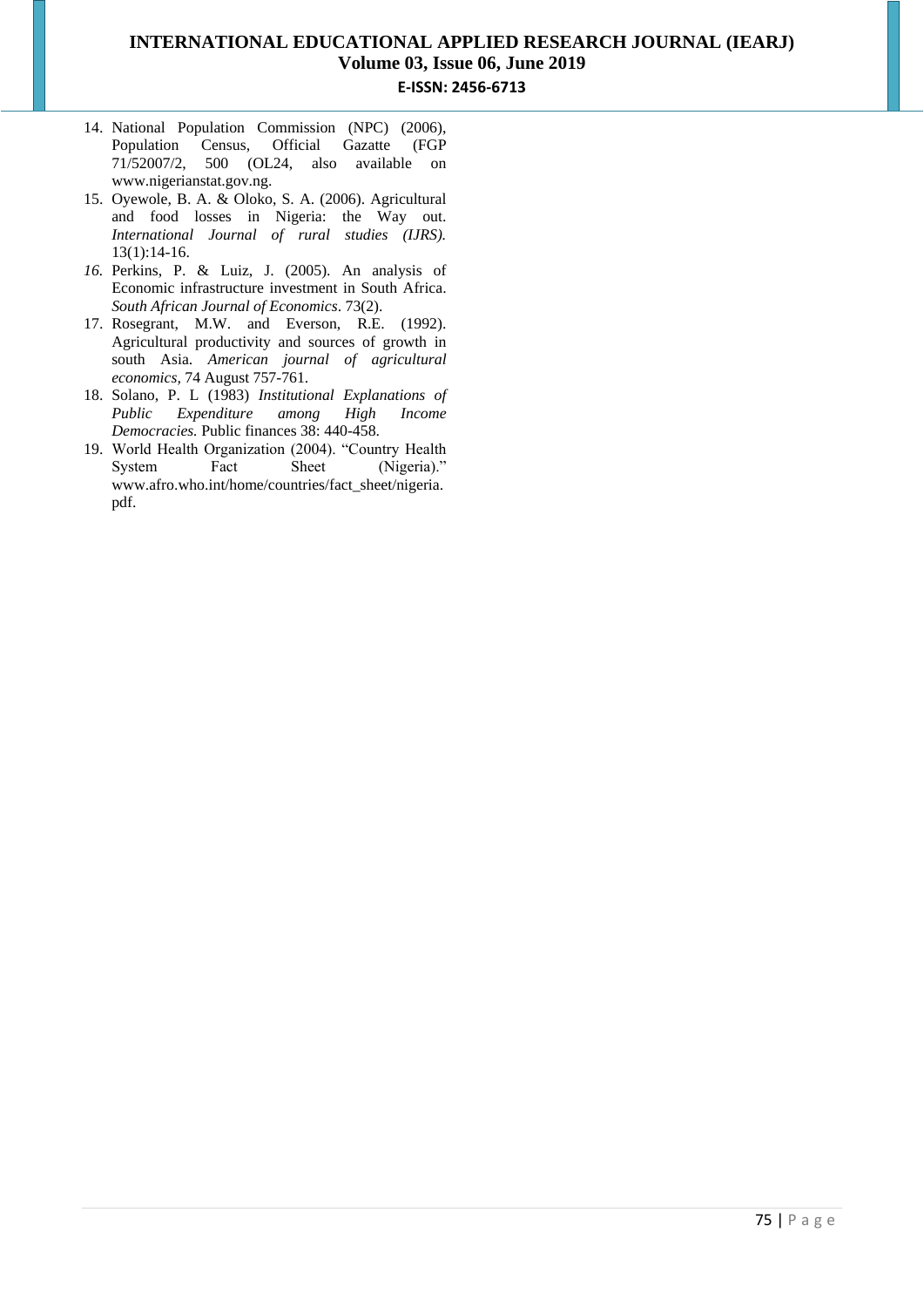14. National Population Commission (NPC) (2006), Population Census, Official Gazatte (FGP 71/52007/2, 500 (OL24, also available on www.nigerianstat.gov.ng.
15. Oyewole, B. A. & Oloko, S. A. (2006). Agricultural and food losses in Nigeria: the Way out. *International Journal of rural studies (IJRS).* 13(1):14-16.
16. Perkins, P. & Luiz, J. (2005). An analysis of Economic infrastructure investment in South Africa. *South African Journal of Economics*. 73(2).
17. Rosegrant, M.W. and Everson, R.E. (1992). Agricultural productivity and sources of growth in south Asia. *American journal of agricultural economics*, 74 August 757-761.
18. Solano, P. L (1983) *Institutional Explanations of Public Expenditure among High Income Democracies.* Public finances 38: 440-458.
19. World Health Organization (2004). "Country Health System Fact Sheet (Nigeria)." www.afro.who.int/home/countries/fact_sheet/nigeria.pdf.